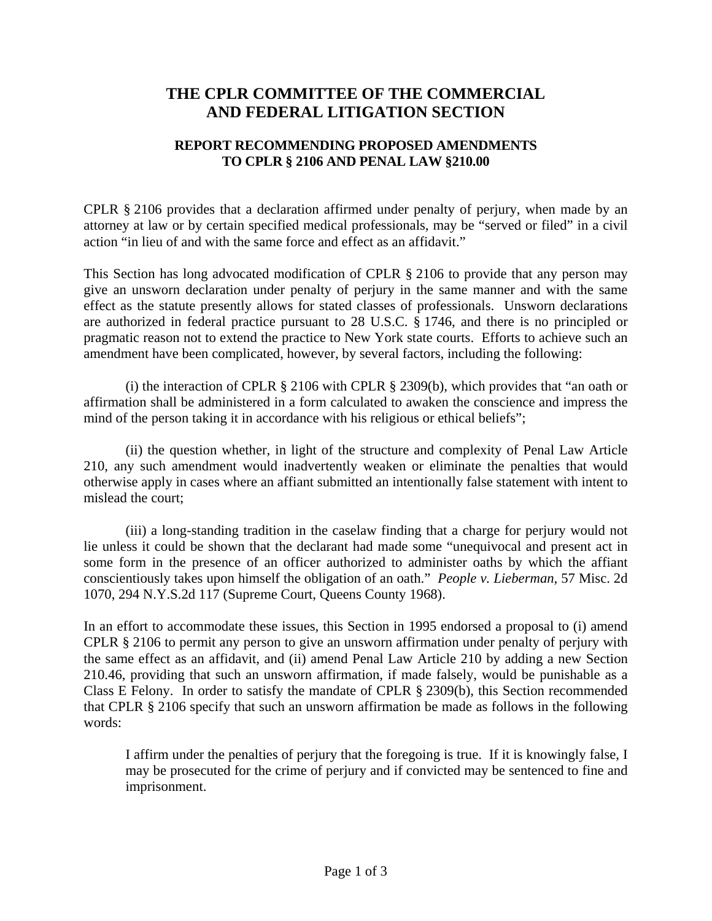# THE CPLR COMMITTEE OF THE COMMERCIAL AND FEDERAL LITIGATION SECTION

## REPORT RECOMMENDING PROPOSED AMENDMENTS TO CPLR § 2106 AND PENAL LAW §210.00

CPLR § 2106 provides that a declaration affirmed under penalty of perjury, when made by an attorney at law or by certain specified medical professionals, may be "served or filed" in a civil action "in lieu of and with the same force and effect as an affidavit."

This Section has long advocated modification of CPLR § 2106 to provide that any person may give an unsworn declaration under penalty of perjury in the same manner and with the same effect as the statute presently allows for stated classes of professionals. Unsworn declarations are authorized in federal practice pursuant to 28 U.S.C. § 1746, and there is no principled or pragmatic reason not to extend the practice to New York state courts. Efforts to achieve such an amendment have been complicated, however, by several factors, including the following:

(i) the interaction of CPLR § 2106 with CPLR § 2309(b), which provides that "an oath or affirmation shall be administered in a form calculated to awaken the conscience and impress the mind of the person taking it in accordance with his religious or ethical beliefs";

(ii) the question whether, in light of the structure and complexity of Penal Law Article 210, any such amendment would inadvertently weaken or eliminate the penalties that would otherwise apply in cases where an affiant submitted an intentionally false statement with intent to mislead the court;

(iii) a long-standing tradition in the caselaw finding that a charge for perjury would not lie unless it could be shown that the declarant had made some "unequivocal and present act in some form in the presence of an officer authorized to administer oaths by which the affiant conscientiously takes upon himself the obligation of an oath." *People v. Lieberman*, 57 Misc. 2d 1070, 294 N.Y.S.2d 117 (Supreme Court, Queens County 1968).

In an effort to accommodate these issues, this Section in 1995 endorsed a proposal to (i) amend CPLR § 2106 to permit any person to give an unsworn affirmation under penalty of perjury with the same effect as an affidavit, and (ii) amend Penal Law Article 210 by adding a new Section 210.46, providing that such an unsworn affirmation, if made falsely, would be punishable as a Class E Felony. In order to satisfy the mandate of CPLR § 2309(b), this Section recommended that CPLR § 2106 specify that such an unsworn affirmation be made as follows in the following words:

> I affirm under the penalties of perjury that the foregoing is true. If it is knowingly false, I may be prosecuted for the crime of perjury and if convicted may be sentenced to fine and imprisonment.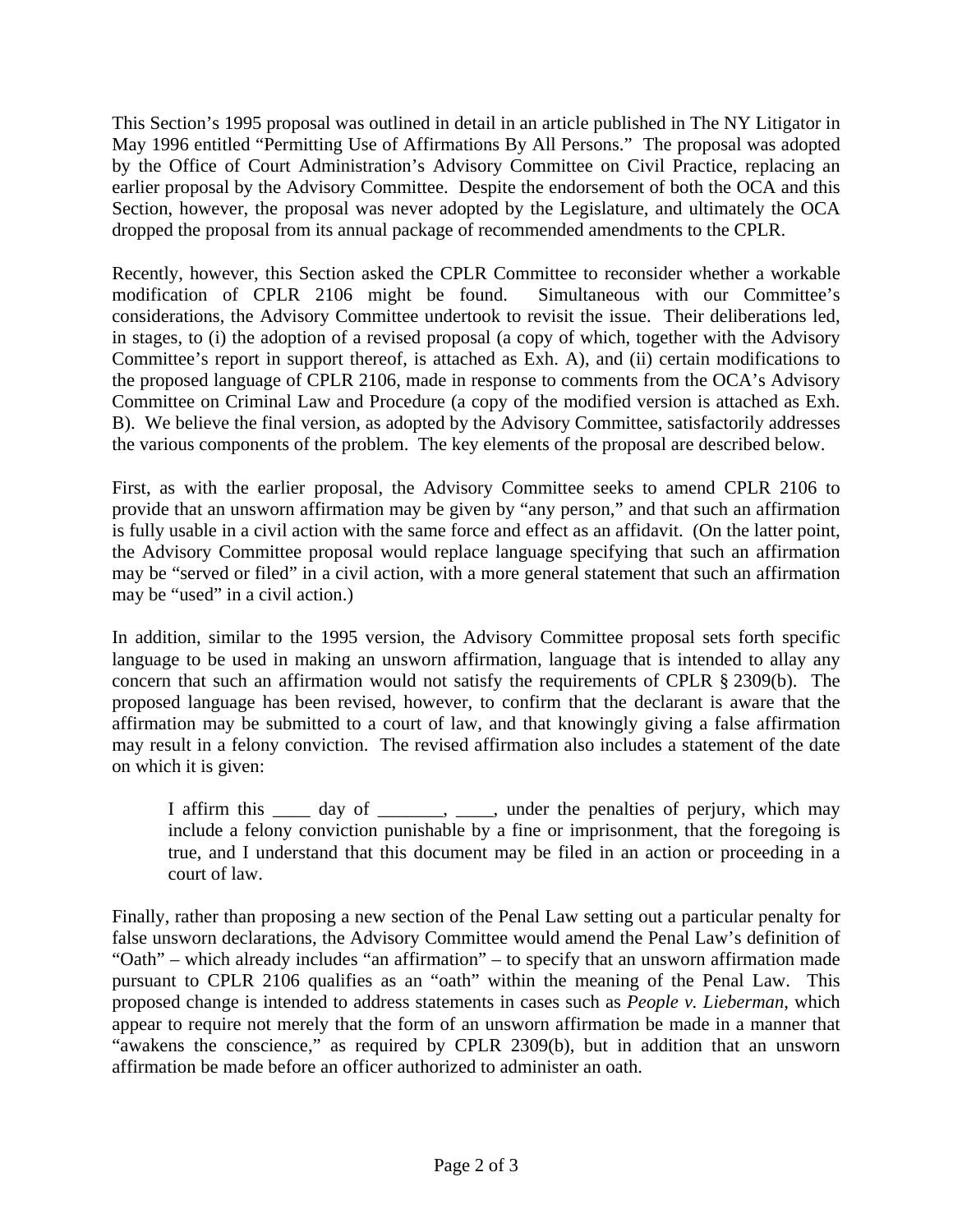This Section's 1995 proposal was outlined in detail in an article published in The NY Litigator in May 1996 entitled "Permitting Use of Affirmations By All Persons." The proposal was adopted by the Office of Court Administration's Advisory Committee on Civil Practice, replacing an earlier proposal by the Advisory Committee. Despite the endorsement of both the OCA and this Section, however, the proposal was never adopted by the Legislature, and ultimately the OCA dropped the proposal from its annual package of recommended amendments to the CPLR.

Recently, however, this Section asked the CPLR Committee to reconsider whether a workable modification of CPLR 2106 might be found. Simultaneous with our Committee's considerations, the Advisory Committee undertook to revisit the issue. Their deliberations led, in stages, to (i) the adoption of a revised proposal (a copy of which, together with the Advisory Committee's report in support thereof, is attached as Exh. A), and (ii) certain modifications to the proposed language of CPLR 2106, made in response to comments from the OCA's Advisory Committee on Criminal Law and Procedure (a copy of the modified version is attached as Exh. B). We believe the final version, as adopted by the Advisory Committee, satisfactorily addresses the various components of the problem. The key elements of the proposal are described below.

First, as with the earlier proposal, the Advisory Committee seeks to amend CPLR 2106 to provide that an unsworn affirmation may be given by "any person," and that such an affirmation is fully usable in a civil action with the same force and effect as an affidavit. (On the latter point, the Advisory Committee proposal would replace language specifying that such an affirmation may be "served or filed" in a civil action, with a more general statement that such an affirmation may be "used" in a civil action.)

In addition, similar to the 1995 version, the Advisory Committee proposal sets forth specific language to be used in making an unsworn affirmation, language that is intended to allay any concern that such an affirmation would not satisfy the requirements of CPLR § 2309(b). The proposed language has been revised, however, to confirm that the declarant is aware that the affirmation may be submitted to a court of law, and that knowingly giving a false affirmation may result in a felony conviction. The revised affirmation also includes a statement of the date on which it is given:

> I affirm this ____ day of _______, ____, under the penalties of perjury, which may include a felony conviction punishable by a fine or imprisonment, that the foregoing is true, and I understand that this document may be filed in an action or proceeding in a court of law.

Finally, rather than proposing a new section of the Penal Law setting out a particular penalty for false unsworn declarations, the Advisory Committee would amend the Penal Law's definition of "Oath" – which already includes "an affirmation" – to specify that an unsworn affirmation made pursuant to CPLR 2106 qualifies as an "oath" within the meaning of the Penal Law. This proposed change is intended to address statements in cases such as *People v. Lieberman*, which appear to require not merely that the form of an unsworn affirmation be made in a manner that "awakens the conscience," as required by CPLR 2309(b), but in addition that an unsworn affirmation be made before an officer authorized to administer an oath.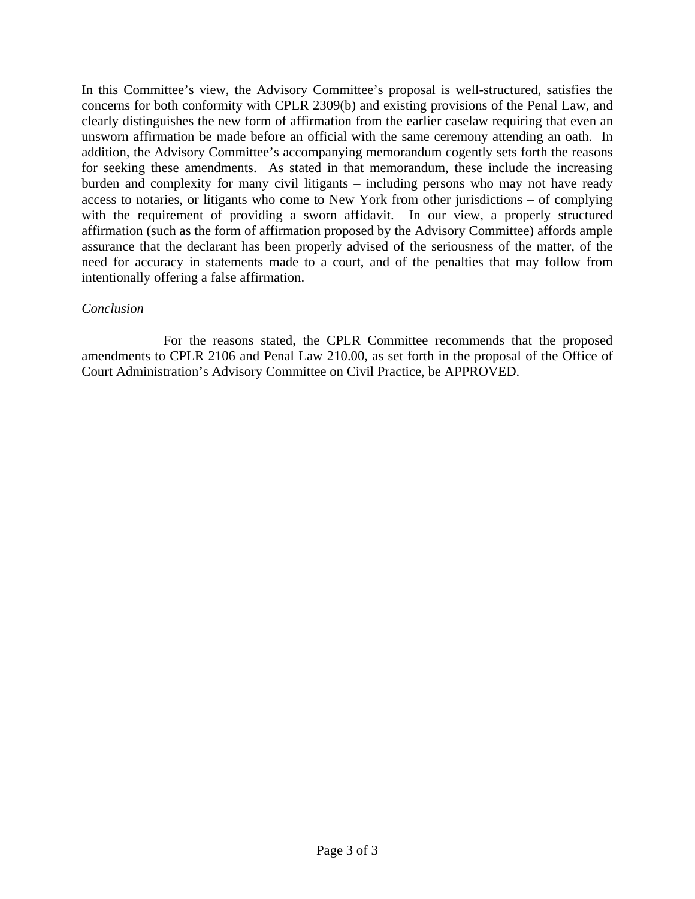In this Committee's view, the Advisory Committee's proposal is well-structured, satisfies the concerns for both conformity with CPLR 2309(b) and existing provisions of the Penal Law, and clearly distinguishes the new form of affirmation from the earlier caselaw requiring that even an unsworn affirmation be made before an official with the same ceremony attending an oath. In addition, the Advisory Committee's accompanying memorandum cogently sets forth the reasons for seeking these amendments. As stated in that memorandum, these include the increasing burden and complexity for many civil litigants – including persons who may not have ready access to notaries, or litigants who come to New York from other jurisdictions – of complying with the requirement of providing a sworn affidavit. In our view, a properly structured affirmation (such as the form of affirmation proposed by the Advisory Committee) affords ample assurance that the declarant has been properly advised of the seriousness of the matter, of the need for accuracy in statements made to a court, and of the penalties that may follow from intentionally offering a false affirmation.

*Conclusion*

For the reasons stated, the CPLR Committee recommends that the proposed amendments to CPLR 2106 and Penal Law 210.00, as set forth in the proposal of the Office of Court Administration's Advisory Committee on Civil Practice, be APPROVED.